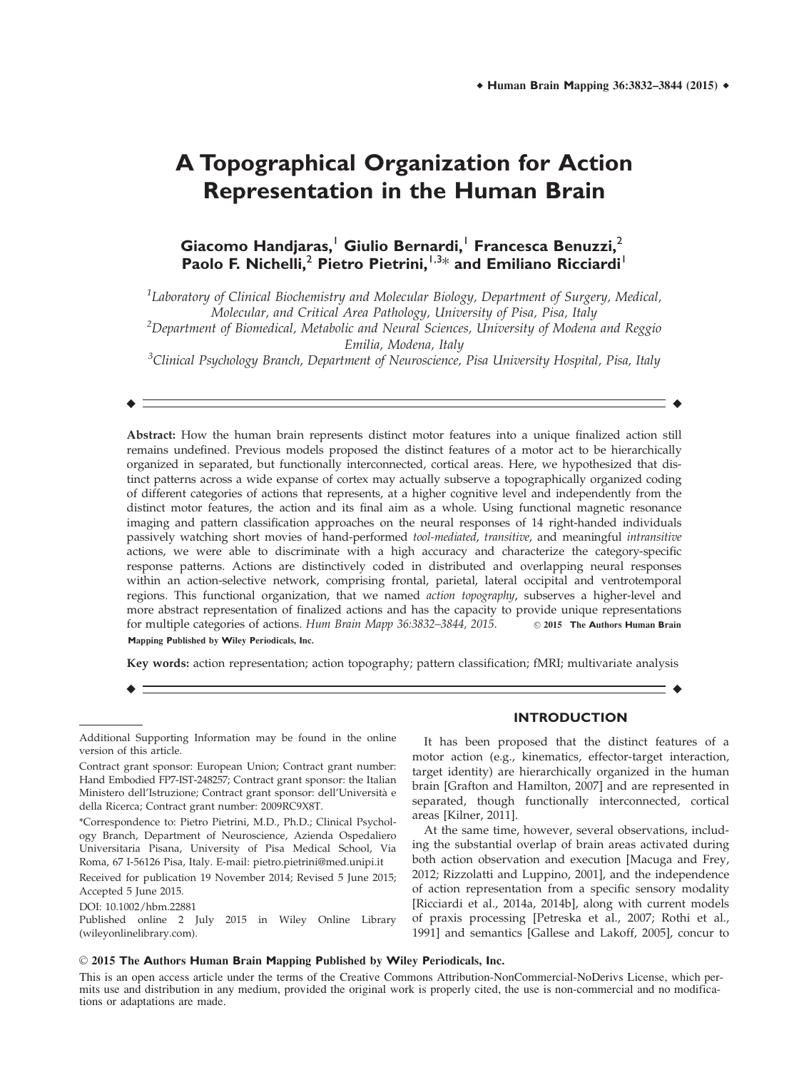# A Topographical Organization for Action Representation in the Human Brain

**Giacomo Handjaras,[1] Giulio Bernardi,[1] Francesca Benuzzi,[2] Paolo F. Nichelli,[2] Pietro Pietrini,[1,3]* and Emiliano Ricciardi[1]**

*[1]Laboratory of Clinical Biochemistry and Molecular Biology, Department of Surgery, Medical, Molecular, and Critical Area Pathology, University of Pisa, Pisa, Italy*
*[2]Department of Biomedical, Metabolic and Neural Sciences, University of Modena and Reggio Emilia, Modena, Italy*
*[3]Clinical Psychology Branch, Department of Neuroscience, Pisa University Hospital, Pisa, Italy*

**Abstract:** How the human brain represents distinct motor features into a unique finalized action still remains undefined. Previous models proposed the distinct features of a motor act to be hierarchically organized in separated, but functionally interconnected, cortical areas. Here, we hypothesized that distinct patterns across a wide expanse of cortex may actually subserve a topographically organized coding of different categories of actions that represents, at a higher cognitive level and independently from the distinct motor features, the action and its final aim as a whole. Using functional magnetic resonance imaging and pattern classification approaches on the neural responses of 14 right-handed individuals passively watching short movies of hand-performed *tool-mediated*, *transitive*, and meaningful *intransitive* actions, we were able to discriminate with a high accuracy and characterize the category-specific response patterns. Actions are distinctively coded in distributed and overlapping neural responses within an action-selective network, comprising frontal, parietal, lateral occipital and ventrotemporal regions. This functional organization, that we named *action topography*, subserves a higher-level and more abstract representation of finalized actions and has the capacity to provide unique representations for multiple categories of actions. *Hum Brain Mapp 36:3832–3844, 2015.* © **2015 The Authors Human Brain Mapping Published by Wiley Periodicals, Inc.**

**Key words:** action representation; action topography; pattern classification; fMRI; multivariate analysis

## INTRODUCTION

It has been proposed that the distinct features of a motor action (e.g., kinematics, effector-target interaction, target identity) are hierarchically organized in the human brain [Grafton and Hamilton, 2007] and are represented in separated, though functionally interconnected, cortical areas [Kilner, 2011].

At the same time, however, several observations, including the substantial overlap of brain areas activated during both action observation and execution [Macuga and Frey, 2012; Rizzolatti and Luppino, 2001], and the independence of action representation from a specific sensory modality [Ricciardi et al., 2014a, 2014b], along with current models of praxis processing [Petreska et al., 2007; Rothi et al., 1991] and semantics [Gallese and Lakoff, 2005], concur to

---

Additional Supporting Information may be found in the online version of this article.

Contract grant sponsor: European Union; Contract grant number: Hand Embodied FP7-IST-248257; Contract grant sponsor: the Italian Ministero dell'Istruzione; Contract grant sponsor: dell'Università e della Ricerca; Contract grant number: 2009RC9X8T.

*Correspondence to: Pietro Pietrini, M.D., Ph.D.; Clinical Psychology Branch, Department of Neuroscience, Azienda Ospedaliero Universitaria Pisana, University of Pisa Medical School, Via Roma, 67 I-56126 Pisa, Italy. E-mail: pietro.pietrini@med.unipi.it

Received for publication 19 November 2014; Revised 5 June 2015; Accepted 5 June 2015.

DOI: 10.1002/hbm.22881

Published online 2 July 2015 in Wiley Online Library (wileyonlinelibrary.com).

© **2015 The Authors Human Brain Mapping Published by Wiley Periodicals, Inc.**

This is an open access article under the terms of the Creative Commons Attribution-NonCommercial-NoDerivs License, which permits use and distribution in any medium, provided the original work is properly cited, the use is non-commercial and no modifications or adaptations are made.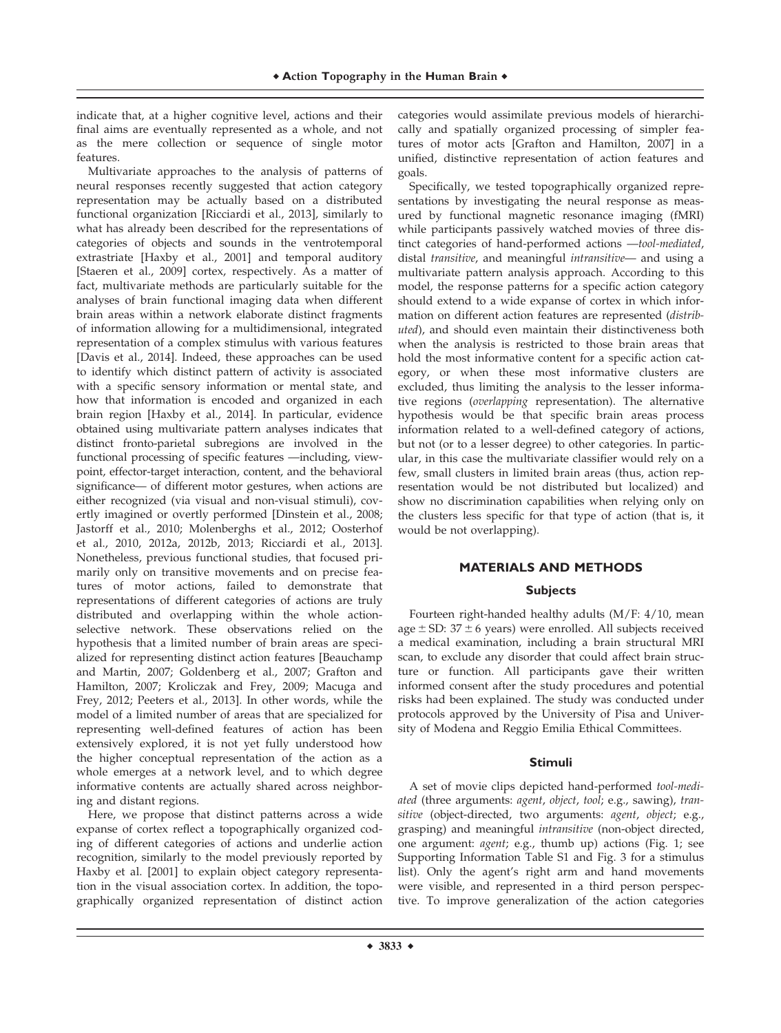indicate that, at a higher cognitive level, actions and their final aims are eventually represented as a whole, and not as the mere collection or sequence of single motor features.

Multivariate approaches to the analysis of patterns of neural responses recently suggested that action category representation may be actually based on a distributed functional organization [Ricciardi et al., 2013], similarly to what has already been described for the representations of categories of objects and sounds in the ventrotemporal extrastriate [Haxby et al., 2001] and temporal auditory [Staeren et al., 2009] cortex, respectively. As a matter of fact, multivariate methods are particularly suitable for the analyses of brain functional imaging data when different brain areas within a network elaborate distinct fragments of information allowing for a multidimensional, integrated representation of a complex stimulus with various features [Davis et al., 2014]. Indeed, these approaches can be used to identify which distinct pattern of activity is associated with a specific sensory information or mental state, and how that information is encoded and organized in each brain region [Haxby et al., 2014]. In particular, evidence obtained using multivariate pattern analyses indicates that distinct fronto-parietal subregions are involved in the functional processing of specific features —including, viewpoint, effector-target interaction, content, and the behavioral significance— of different motor gestures, when actions are either recognized (via visual and non-visual stimuli), covertly imagined or overtly performed [Dinstein et al., 2008; Jastorff et al., 2010; Molenberghs et al., 2012; Oosterhof et al., 2010, 2012a, 2012b, 2013; Ricciardi et al., 2013]. Nonetheless, previous functional studies, that focused primarily only on transitive movements and on precise features of motor actions, failed to demonstrate that representations of different categories of actions are truly distributed and overlapping within the whole action-selective network. These observations relied on the hypothesis that a limited number of brain areas are specialized for representing distinct action features [Beauchamp and Martin, 2007; Goldenberg et al., 2007; Grafton and Hamilton, 2007; Kroliczak and Frey, 2009; Macuga and Frey, 2012; Peeters et al., 2013]. In other words, while the model of a limited number of areas that are specialized for representing well-defined features of action has been extensively explored, it is not yet fully understood how the higher conceptual representation of the action as a whole emerges at a network level, and to which degree informative contents are actually shared across neighboring and distant regions.

Here, we propose that distinct patterns across a wide expanse of cortex reflect a topographically organized coding of different categories of actions and underlie action recognition, similarly to the model previously reported by Haxby et al. [2001] to explain object category representation in the visual association cortex. In addition, the topographically organized representation of distinct action categories would assimilate previous models of hierarchically and spatially organized processing of simpler features of motor acts [Grafton and Hamilton, 2007] in a unified, distinctive representation of action features and goals.

Specifically, we tested topographically organized representations by investigating the neural response as measured by functional magnetic resonance imaging (fMRI) while participants passively watched movies of three distinct categories of hand-performed actions —*tool-mediated*, distal *transitive*, and meaningful *intransitive*— and using a multivariate pattern analysis approach. According to this model, the response patterns for a specific action category should extend to a wide expanse of cortex in which information on different action features are represented (*distributed*), and should even maintain their distinctiveness both when the analysis is restricted to those brain areas that hold the most informative content for a specific action category, or when these most informative clusters are excluded, thus limiting the analysis to the lesser informative regions (*overlapping* representation). The alternative hypothesis would be that specific brain areas process information related to a well-defined category of actions, but not (or to a lesser degree) to other categories. In particular, in this case the multivariate classifier would rely on a few, small clusters in limited brain areas (thus, action representation would be not distributed but localized) and show no discrimination capabilities when relying only on the clusters less specific for that type of action (that is, it would be not overlapping).

## MATERIALS AND METHODS

### Subjects

Fourteen right-handed healthy adults (M/F: 4/10, mean age $\pm$ SD: $37 \pm 6$ years) were enrolled. All subjects received a medical examination, including a brain structural MRI scan, to exclude any disorder that could affect brain structure or function. All participants gave their written informed consent after the study procedures and potential risks had been explained. The study was conducted under protocols approved by the University of Pisa and University of Modena and Reggio Emilia Ethical Committees.

### Stimuli

A set of movie clips depicted hand-performed *tool-mediated* (three arguments: *agent*, *object*, *tool*; e.g., sawing), *transitive* (object-directed, two arguments: *agent*, *object*; e.g., grasping) and meaningful *intransitive* (non-object directed, one argument: *agent*; e.g., thumb up) actions (Fig. 1; see Supporting Information Table S1 and Fig. 3 for a stimulus list). Only the agent's right arm and hand movements were visible, and represented in a third person perspective. To improve generalization of the action categories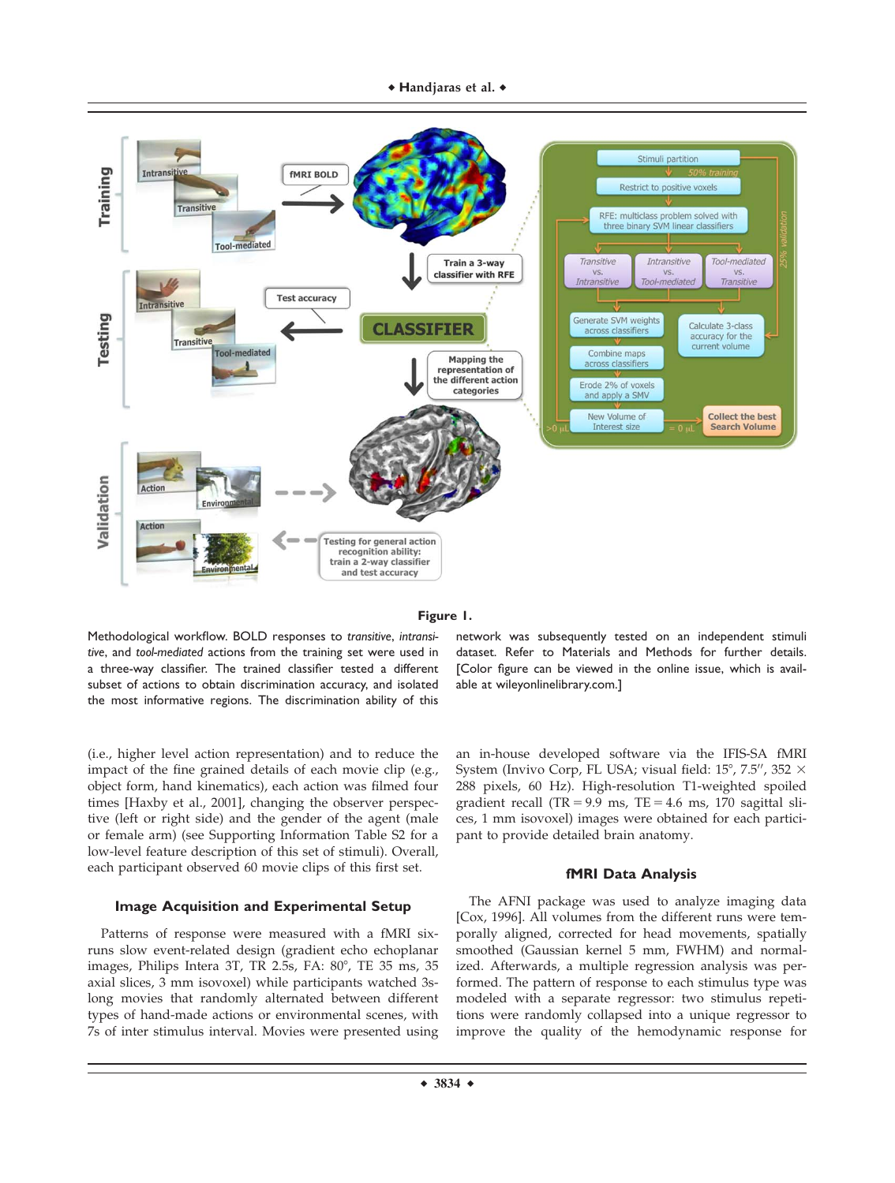**Figure 1.**

Methodological workflow. BOLD responses to *transitive*, *intransitive*, and *tool-mediated* actions from the training set were used in a three-way classifier. The trained classifier tested a different subset of actions to obtain discrimination accuracy, and isolated the most informative regions. The discrimination ability of this network was subsequently tested on an independent stimuli dataset. Refer to Materials and Methods for further details. [Color figure can be viewed in the online issue, which is available at wileyonlinelibrary.com.]

(i.e., higher level action representation) and to reduce the impact of the fine grained details of each movie clip (e.g., object form, hand kinematics), each action was filmed four times [Haxby et al., 2001], changing the observer perspective (left or right side) and the gender of the agent (male or female arm) (see Supporting Information Table S2 for a low-level feature description of this set of stimuli). Overall, each participant observed 60 movie clips of this first set.

### Image Acquisition and Experimental Setup

Patterns of response were measured with a fMRI six-runs slow event-related design (gradient echo echoplanar images, Philips Intera 3T, TR 2.5s, FA: 80°, TE 35 ms, 35 axial slices, 3 mm isovoxel) while participants watched 3s-long movies that randomly alternated between different types of hand-made actions or environmental scenes, with 7s of inter stimulus interval. Movies were presented using an in-house developed software via the IFIS-SA fMRI System (Invivo Corp, FL USA; visual field: 15°, 7.5″, 352 × 288 pixels, 60 Hz). High-resolution T1-weighted spoiled gradient recall (TR = 9.9 ms, TE = 4.6 ms, 170 sagittal slices, 1 mm isovoxel) images were obtained for each participant to provide detailed brain anatomy.

### fMRI Data Analysis

The AFNI package was used to analyze imaging data [Cox, 1996]. All volumes from the different runs were temporally aligned, corrected for head movements, spatially smoothed (Gaussian kernel 5 mm, FWHM) and normalized. Afterwards, a multiple regression analysis was performed. The pattern of response to each stimulus type was modeled with a separate regressor: two stimulus repetitions were randomly collapsed into a unique regressor to improve the quality of the hemodynamic response for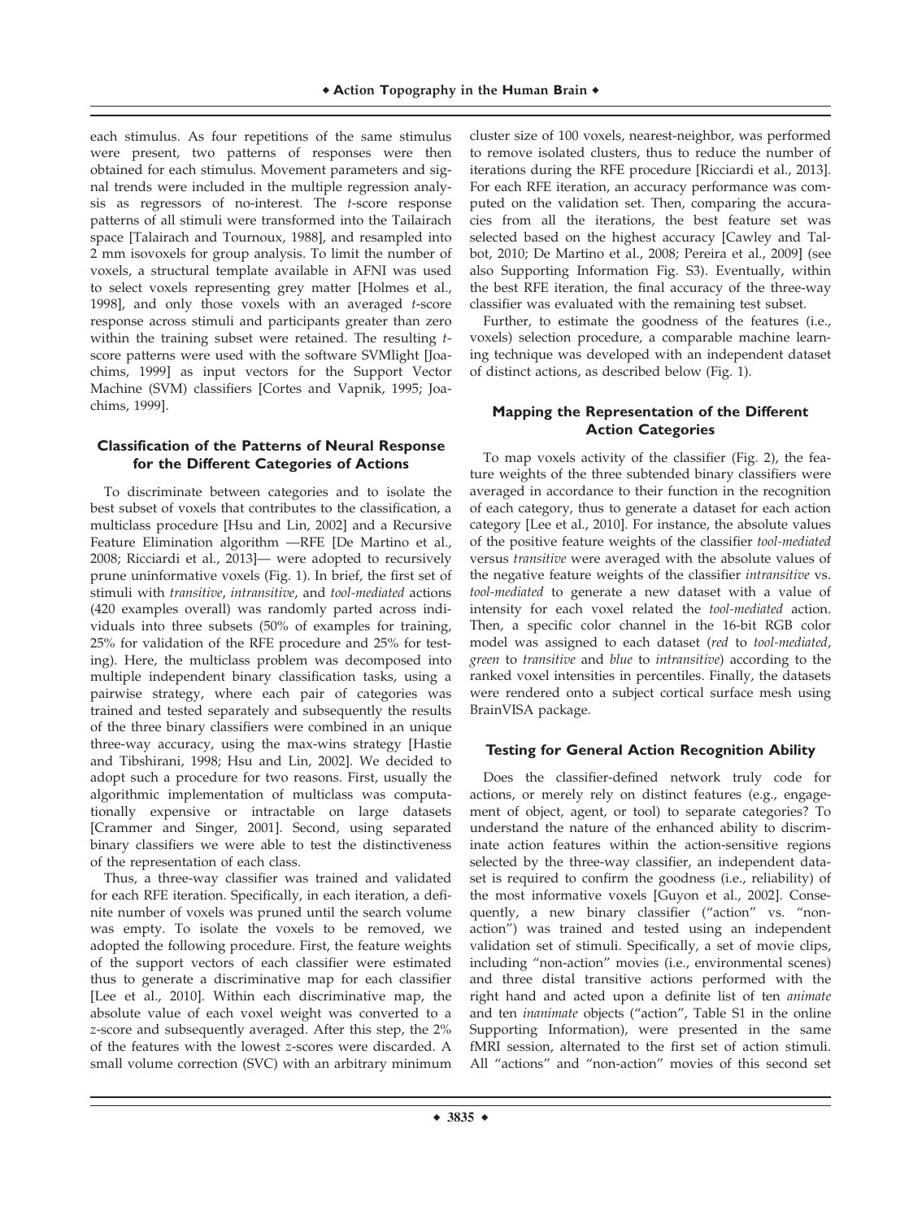each stimulus. As four repetitions of the same stimulus were present, two patterns of responses were then obtained for each stimulus. Movement parameters and signal trends were included in the multiple regression analysis as regressors of no-interest. The *t*-score response patterns of all stimuli were transformed into the Tailairach space [Talairach and Tournoux, 1988], and resampled into 2 mm isovoxels for group analysis. To limit the number of voxels, a structural template available in AFNI was used to select voxels representing grey matter [Holmes et al., 1998], and only those voxels with an averaged *t*-score response across stimuli and participants greater than zero within the training subset were retained. The resulting *t*-score patterns were used with the software SVMlight [Joachims, 1999] as input vectors for the Support Vector Machine (SVM) classifiers [Cortes and Vapnik, 1995; Joachims, 1999].

### Classification of the Patterns of Neural Response for the Different Categories of Actions

To discriminate between categories and to isolate the best subset of voxels that contributes to the classification, a multiclass procedure [Hsu and Lin, 2002] and a Recursive Feature Elimination algorithm —RFE [De Martino et al., 2008; Ricciardi et al., 2013]— were adopted to recursively prune uninformative voxels (Fig. 1). In brief, the first set of stimuli with *transitive*, *intransitive*, and *tool-mediated* actions (420 examples overall) was randomly parted across individuals into three subsets (50% of examples for training, 25% for validation of the RFE procedure and 25% for testing). Here, the multiclass problem was decomposed into multiple independent binary classification tasks, using a pairwise strategy, where each pair of categories was trained and tested separately and subsequently the results of the three binary classifiers were combined in an unique three-way accuracy, using the max-wins strategy [Hastie and Tibshirani, 1998; Hsu and Lin, 2002]. We decided to adopt such a procedure for two reasons. First, usually the algorithmic implementation of multiclass was computationally expensive or intractable on large datasets [Crammer and Singer, 2001]. Second, using separated binary classifiers we were able to test the distinctiveness of the representation of each class.

Thus, a three-way classifier was trained and validated for each RFE iteration. Specifically, in each iteration, a definite number of voxels was pruned until the search volume was empty. To isolate the voxels to be removed, we adopted the following procedure. First, the feature weights of the support vectors of each classifier were estimated thus to generate a discriminative map for each classifier [Lee et al., 2010]. Within each discriminative map, the absolute value of each voxel weight was converted to a *z*-score and subsequently averaged. After this step, the 2% of the features with the lowest *z*-scores were discarded. A small volume correction (SVC) with an arbitrary minimum cluster size of 100 voxels, nearest-neighbor, was performed to remove isolated clusters, thus to reduce the number of iterations during the RFE procedure [Ricciardi et al., 2013]. For each RFE iteration, an accuracy performance was computed on the validation set. Then, comparing the accuracies from all the iterations, the best feature set was selected based on the highest accuracy [Cawley and Talbot, 2010; De Martino et al., 2008; Pereira et al., 2009] (see also Supporting Information Fig. S3). Eventually, within the best RFE iteration, the final accuracy of the three-way classifier was evaluated with the remaining test subset.

Further, to estimate the goodness of the features (i.e., voxels) selection procedure, a comparable machine learning technique was developed with an independent dataset of distinct actions, as described below (Fig. 1).

### Mapping the Representation of the Different Action Categories

To map voxels activity of the classifier (Fig. 2), the feature weights of the three subtended binary classifiers were averaged in accordance to their function in the recognition of each category, thus to generate a dataset for each action category [Lee et al., 2010]. For instance, the absolute values of the positive feature weights of the classifier *tool-mediated* versus *transitive* were averaged with the absolute values of the negative feature weights of the classifier *intransitive* vs. *tool-mediated* to generate a new dataset with a value of intensity for each voxel related the *tool-mediated* action. Then, a specific color channel in the 16-bit RGB color model was assigned to each dataset (*red* to *tool-mediated*, *green* to *transitive* and *blue* to *intransitive*) according to the ranked voxel intensities in percentiles. Finally, the datasets were rendered onto a subject cortical surface mesh using BrainVISA package.

### Testing for General Action Recognition Ability

Does the classifier-defined network truly code for actions, or merely rely on distinct features (e.g., engagement of object, agent, or tool) to separate categories? To understand the nature of the enhanced ability to discriminate action features within the action-sensitive regions selected by the three-way classifier, an independent dataset is required to confirm the goodness (i.e., reliability) of the most informative voxels [Guyon et al., 2002]. Consequently, a new binary classifier ("action" vs. "non-action") was trained and tested using an independent validation set of stimuli. Specifically, a set of movie clips, including "non-action" movies (i.e., environmental scenes) and three distal transitive actions performed with the right hand and acted upon a definite list of ten *animate* and ten *inanimate* objects ("action", Table S1 in the online Supporting Information), were presented in the same fMRI session, alternated to the first set of action stimuli. All "actions" and "non-action" movies of this second set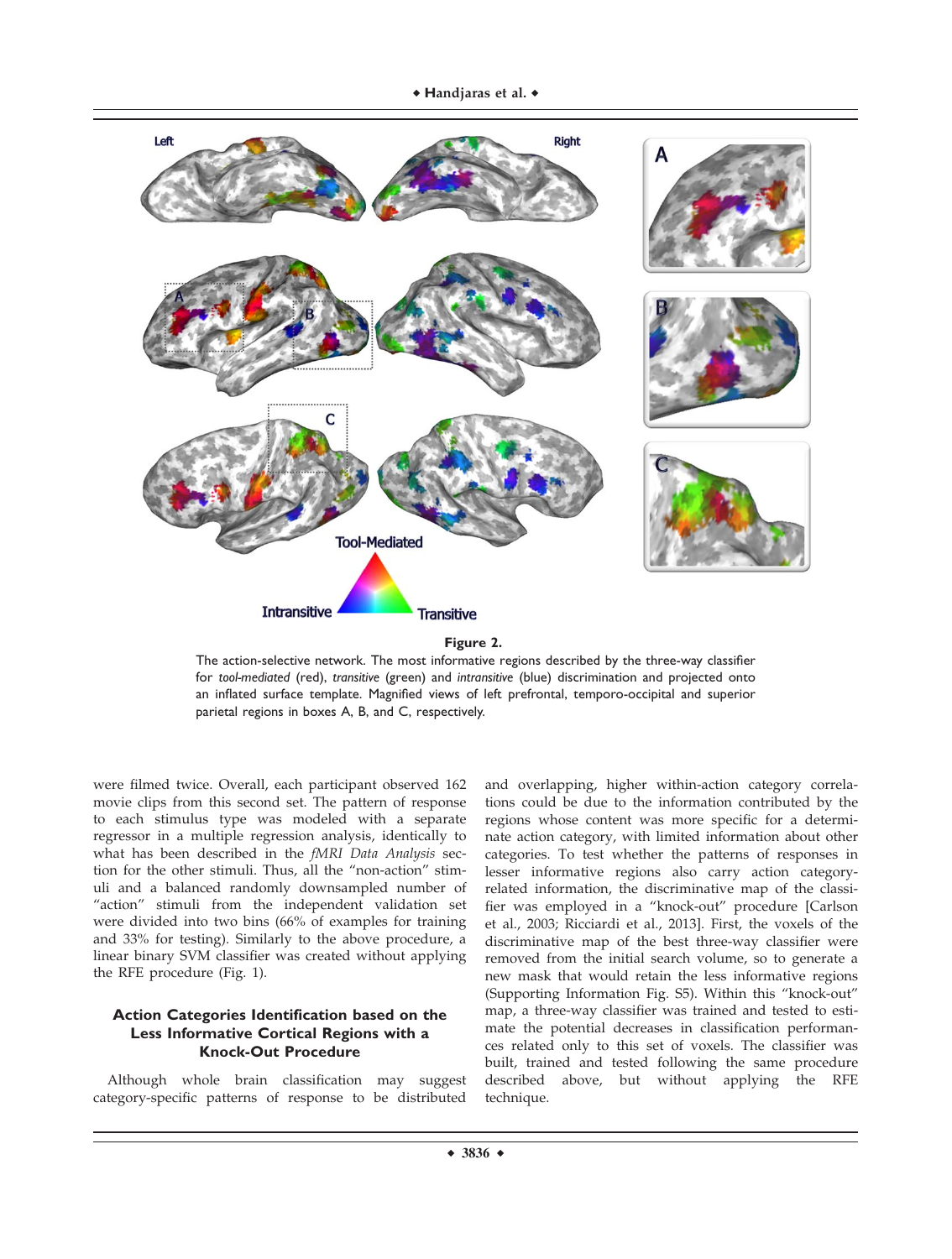**Figure 2.**

The action-selective network. The most informative regions described by the three-way classifier for *tool-mediated* (red), *transitive* (green) and *intransitive* (blue) discrimination and projected onto an inflated surface template. Magnified views of left prefrontal, temporo-occipital and superior parietal regions in boxes A, B, and C, respectively.

were filmed twice. Overall, each participant observed 162 movie clips from this second set. The pattern of response to each stimulus type was modeled with a separate regressor in a multiple regression analysis, identically to what has been described in the *fMRI Data Analysis* section for the other stimuli. Thus, all the "non-action" stimuli and a balanced randomly downsampled number of "action" stimuli from the independent validation set were divided into two bins (66% of examples for training and 33% for testing). Similarly to the above procedure, a linear binary SVM classifier was created without applying the RFE procedure (Fig. 1).

### Action Categories Identification based on the Less Informative Cortical Regions with a Knock-Out Procedure

Although whole brain classification may suggest category-specific patterns of response to be distributed and overlapping, higher within-action category correlations could be due to the information contributed by the regions whose content was more specific for a determinate action category, with limited information about other categories. To test whether the patterns of responses in lesser informative regions also carry action category-related information, the discriminative map of the classifier was employed in a "knock-out" procedure [Carlson et al., 2003; Ricciardi et al., 2013]. First, the voxels of the discriminative map of the best three-way classifier were removed from the initial search volume, so to generate a new mask that would retain the less informative regions (Supporting Information Fig. S5). Within this "knock-out" map, a three-way classifier was trained and tested to estimate the potential decreases in classification performances related only to this set of voxels. The classifier was built, trained and tested following the same procedure described above, but without applying the RFE technique.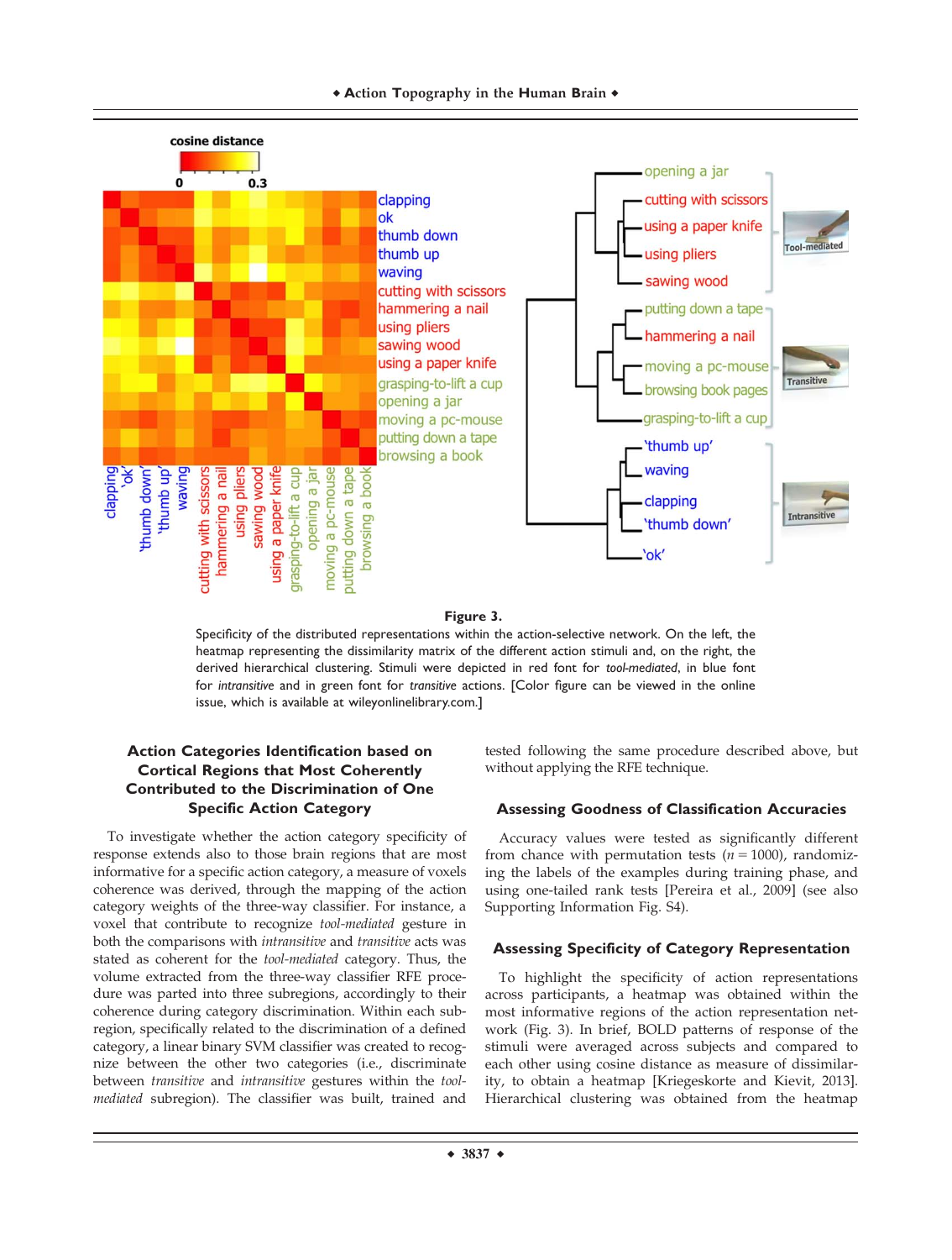**Figure 3.**

Specificity of the distributed representations within the action-selective network. On the left, the heatmap representing the dissimilarity matrix of the different action stimuli and, on the right, the derived hierarchical clustering. Stimuli were depicted in red font for *tool-mediated*, in blue font for *intransitive* and in green font for *transitive* actions. [Color figure can be viewed in the online issue, which is available at wileyonlinelibrary.com.]

### Action Categories Identification based on Cortical Regions that Most Coherently Contributed to the Discrimination of One Specific Action Category

To investigate whether the action category specificity of response extends also to those brain regions that are most informative for a specific action category, a measure of voxels coherence was derived, through the mapping of the action category weights of the three-way classifier. For instance, a voxel that contribute to recognize *tool-mediated* gesture in both the comparisons with *intransitive* and *transitive* acts was stated as coherent for the *tool-mediated* category. Thus, the volume extracted from the three-way classifier RFE procedure was parted into three subregions, accordingly to their coherence during category discrimination. Within each subregion, specifically related to the discrimination of a defined category, a linear binary SVM classifier was created to recognize between the other two categories (i.e., discriminate between *transitive* and *intransitive* gestures within the *tool-mediated* subregion). The classifier was built, trained and tested following the same procedure described above, but without applying the RFE technique.

### Assessing Goodness of Classification Accuracies

Accuracy values were tested as significantly different from chance with permutation tests ($n = 1000$), randomizing the labels of the examples during training phase, and using one-tailed rank tests [Pereira et al., 2009] (see also Supporting Information Fig. S4).

### Assessing Specificity of Category Representation

To highlight the specificity of action representations across participants, a heatmap was obtained within the most informative regions of the action representation network (Fig. 3). In brief, BOLD patterns of response of the stimuli were averaged across subjects and compared to each other using cosine distance as measure of dissimilarity, to obtain a heatmap [Kriegeskorte and Kievit, 2013]. Hierarchical clustering was obtained from the heatmap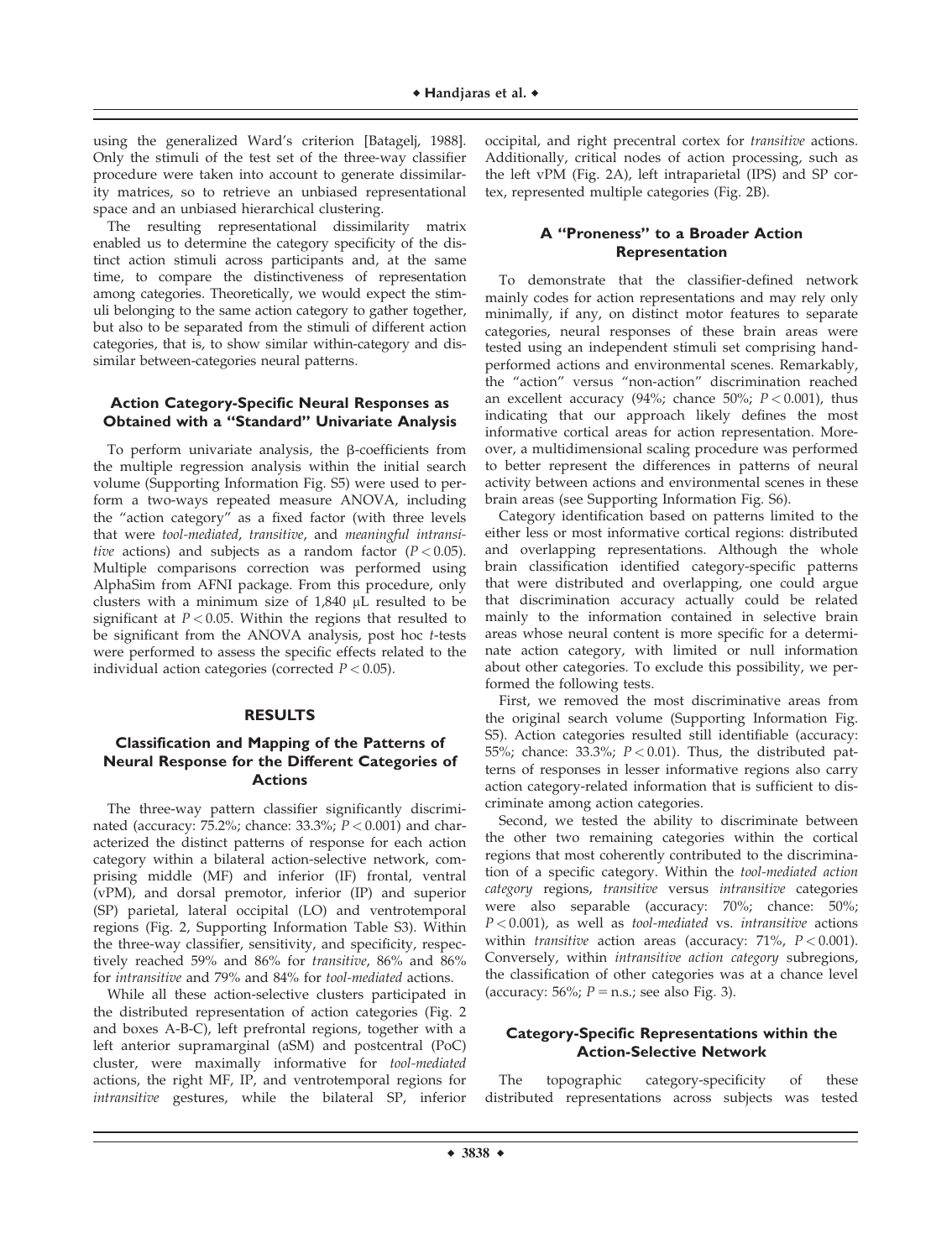using the generalized Ward's criterion [Batagelj, 1988]. Only the stimuli of the test set of the three-way classifier procedure were taken into account to generate dissimilarity matrices, so to retrieve an unbiased representational space and an unbiased hierarchical clustering.

The resulting representational dissimilarity matrix enabled us to determine the category specificity of the distinct action stimuli across participants and, at the same time, to compare the distinctiveness of representation among categories. Theoretically, we would expect the stimuli belonging to the same action category to gather together, but also to be separated from the stimuli of different action categories, that is, to show similar within-category and dissimilar between-categories neural patterns.

### Action Category-Specific Neural Responses as Obtained with a "Standard" Univariate Analysis

To perform univariate analysis, the β-coefficients from the multiple regression analysis within the initial search volume (Supporting Information Fig. S5) were used to perform a two-ways repeated measure ANOVA, including the "action category" as a fixed factor (with three levels that were *tool-mediated*, *transitive*, and *meaningful intransitive* actions) and subjects as a random factor ($P < 0.05$). Multiple comparisons correction was performed using AlphaSim from AFNI package. From this procedure, only clusters with a minimum size of 1,840 μL resulted to be significant at $P < 0.05$. Within the regions that resulted to be significant from the ANOVA analysis, post hoc *t*-tests were performed to assess the specific effects related to the individual action categories (corrected $P < 0.05$).

## RESULTS

### Classification and Mapping of the Patterns of Neural Response for the Different Categories of Actions

The three-way pattern classifier significantly discriminated (accuracy: 75.2%; chance: 33.3%; $P < 0.001$) and characterized the distinct patterns of response for each action category within a bilateral action-selective network, comprising middle (MF) and inferior (IF) frontal, ventral (vPM), and dorsal premotor, inferior (IP) and superior (SP) parietal, lateral occipital (LO) and ventrotemporal regions (Fig. 2, Supporting Information Table S3). Within the three-way classifier, sensitivity, and specificity, respectively reached 59% and 86% for *transitive*, 86% and 86% for *intransitive* and 79% and 84% for *tool-mediated* actions.

While all these action-selective clusters participated in the distributed representation of action categories (Fig. 2 and boxes A-B-C), left prefrontal regions, together with a left anterior supramarginal (aSM) and postcentral (PoC) cluster, were maximally informative for *tool-mediated* actions, the right MF, IP, and ventrotemporal regions for *intransitive* gestures, while the bilateral SP, inferior occipital, and right precentral cortex for *transitive* actions. Additionally, critical nodes of action processing, such as the left vPM (Fig. 2A), left intraparietal (IPS) and SP cortex, represented multiple categories (Fig. 2B).

### A "Proneness" to a Broader Action Representation

To demonstrate that the classifier-defined network mainly codes for action representations and may rely only minimally, if any, on distinct motor features to separate categories, neural responses of these brain areas were tested using an independent stimuli set comprising hand-performed actions and environmental scenes. Remarkably, the "action" versus "non-action" discrimination reached an excellent accuracy (94%; chance 50%; $P < 0.001$), thus indicating that our approach likely defines the most informative cortical areas for action representation. Moreover, a multidimensional scaling procedure was performed to better represent the differences in patterns of neural activity between actions and environmental scenes in these brain areas (see Supporting Information Fig. S6).

Category identification based on patterns limited to the either less or most informative cortical regions: distributed and overlapping representations. Although the whole brain classification identified category-specific patterns that were distributed and overlapping, one could argue that discrimination accuracy actually could be related mainly to the information contained in selective brain areas whose neural content is more specific for a determinate action category, with limited or null information about other categories. To exclude this possibility, we performed the following tests.

First, we removed the most discriminative areas from the original search volume (Supporting Information Fig. S5). Action categories resulted still identifiable (accuracy: 55%; chance: 33.3%; $P < 0.01$). Thus, the distributed patterns of responses in lesser informative regions also carry action category-related information that is sufficient to discriminate among action categories.

Second, we tested the ability to discriminate between the other two remaining categories within the cortical regions that most coherently contributed to the discrimination of a specific category. Within the *tool-mediated action category* regions, *transitive* versus *intransitive* categories were also separable (accuracy: 70%; chance: 50%; $P < 0.001$), as well as *tool-mediated* vs. *intransitive* actions within *transitive* action areas (accuracy: 71%, $P < 0.001$). Conversely, within *intransitive action category* subregions, the classification of other categories was at a chance level (accuracy: 56%; $P$ = n.s.; see also Fig. 3).

### Category-Specific Representations within the Action-Selective Network

The topographic category-specificity of these distributed representations across subjects was tested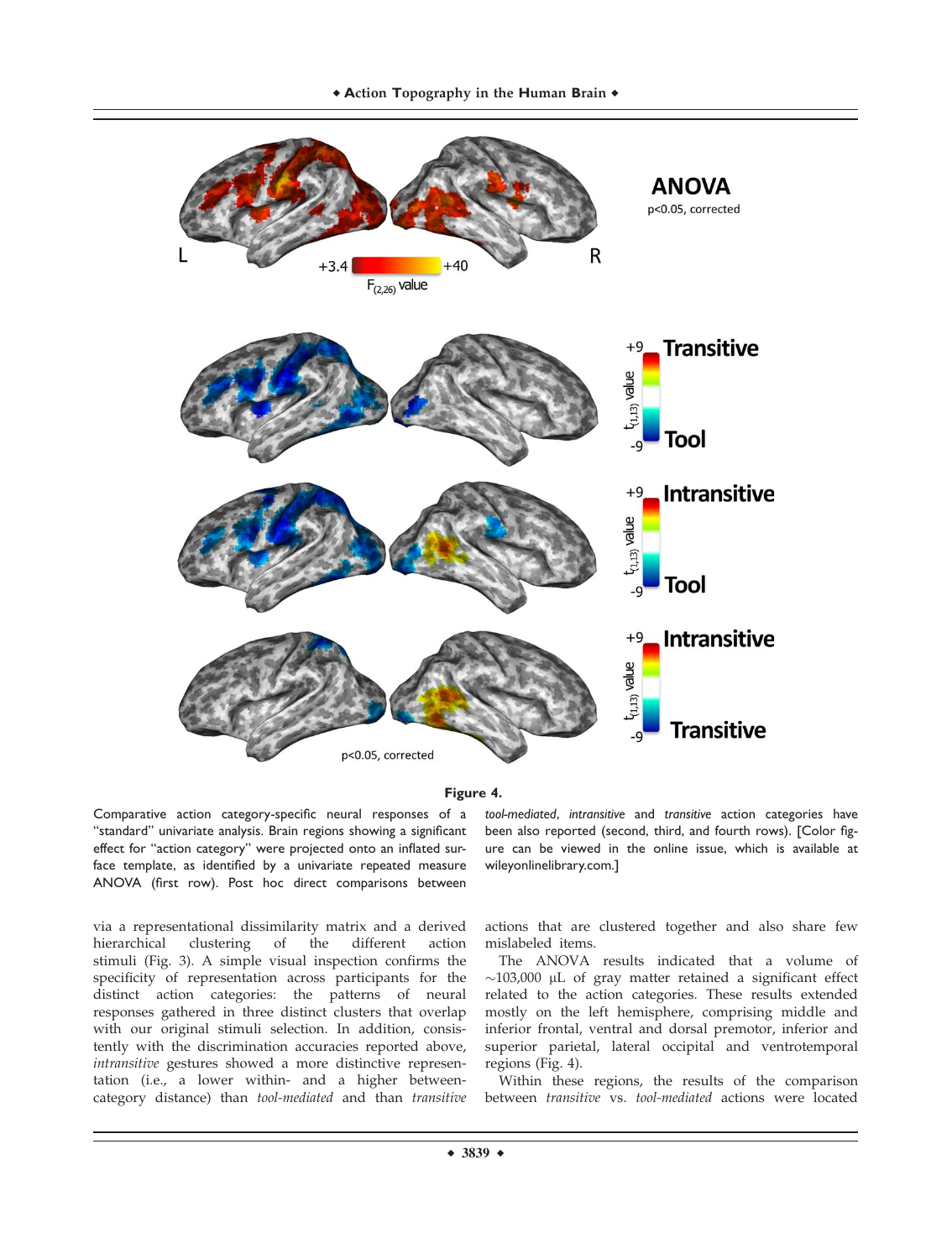**Figure 4.**

Comparative action category-specific neural responses of a "standard" univariate analysis. Brain regions showing a significant effect for "action category" were projected onto an inflated surface template, as identified by a univariate repeated measure ANOVA (first row). Post hoc direct comparisons between *tool-mediated*, *intransitive* and *transitive* action categories have been also reported (second, third, and fourth rows). [Color figure can be viewed in the online issue, which is available at wileyonlinelibrary.com.]

via a representational dissimilarity matrix and a derived hierarchical clustering of the different action stimuli (Fig. 3). A simple visual inspection confirms the specificity of representation across participants for the distinct action categories: the patterns of neural responses gathered in three distinct clusters that overlap with our original stimuli selection. In addition, consistently with the discrimination accuracies reported above, *intransitive* gestures showed a more distinctive representation (i.e., a lower within- and a higher between-category distance) than *tool-mediated* and than *transitive* actions that are clustered together and also share few mislabeled items.

The ANOVA results indicated that a volume of ~103,000 μL of gray matter retained a significant effect related to the action categories. These results extended mostly on the left hemisphere, comprising middle and inferior frontal, ventral and dorsal premotor, inferior and superior parietal, lateral occipital and ventrotemporal regions (Fig. 4).

Within these regions, the results of the comparison between *transitive* vs. *tool-mediated* actions were located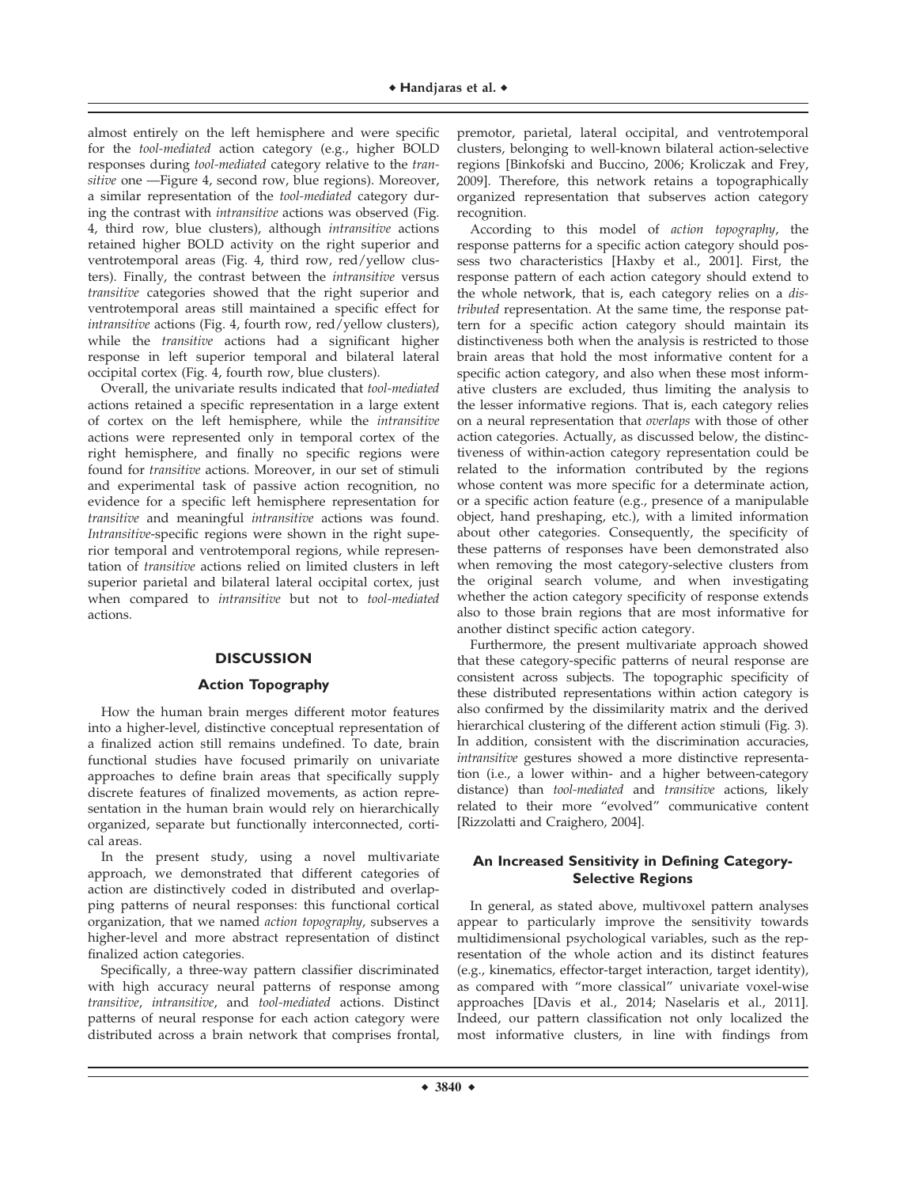almost entirely on the left hemisphere and were specific for the *tool-mediated* action category (e.g., higher BOLD responses during *tool-mediated* category relative to the *transitive* one —Figure 4, second row, blue regions). Moreover, a similar representation of the *tool-mediated* category during the contrast with *intransitive* actions was observed (Fig. 4, third row, blue clusters), although *intransitive* actions retained higher BOLD activity on the right superior and ventrotemporal areas (Fig. 4, third row, red/yellow clusters). Finally, the contrast between the *intransitive* versus *transitive* categories showed that the right superior and ventrotemporal areas still maintained a specific effect for *intransitive* actions (Fig. 4, fourth row, red/yellow clusters), while the *transitive* actions had a significant higher response in left superior temporal and bilateral lateral occipital cortex (Fig. 4, fourth row, blue clusters).

Overall, the univariate results indicated that *tool-mediated* actions retained a specific representation in a large extent of cortex on the left hemisphere, while the *intransitive* actions were represented only in temporal cortex of the right hemisphere, and finally no specific regions were found for *transitive* actions. Moreover, in our set of stimuli and experimental task of passive action recognition, no evidence for a specific left hemisphere representation for *transitive* and meaningful *intransitive* actions was found. *Intransitive*-specific regions were shown in the right superior temporal and ventrotemporal regions, while representation of *transitive* actions relied on limited clusters in left superior parietal and bilateral lateral occipital cortex, just when compared to *intransitive* but not to *tool-mediated* actions.

## DISCUSSION

### Action Topography

How the human brain merges different motor features into a higher-level, distinctive conceptual representation of a finalized action still remains undefined. To date, brain functional studies have focused primarily on univariate approaches to define brain areas that specifically supply discrete features of finalized movements, as action representation in the human brain would rely on hierarchically organized, separate but functionally interconnected, cortical areas.

In the present study, using a novel multivariate approach, we demonstrated that different categories of action are distinctively coded in distributed and overlapping patterns of neural responses: this functional cortical organization, that we named *action topography*, subserves a higher-level and more abstract representation of distinct finalized action categories.

Specifically, a three-way pattern classifier discriminated with high accuracy neural patterns of response among *transitive*, *intransitive*, and *tool-mediated* actions. Distinct patterns of neural response for each action category were distributed across a brain network that comprises frontal, premotor, parietal, lateral occipital, and ventrotemporal clusters, belonging to well-known bilateral action-selective regions [Binkofski and Buccino, 2006; Kroliczak and Frey, 2009]. Therefore, this network retains a topographically organized representation that subserves action category recognition.

According to this model of *action topography*, the response patterns for a specific action category should possess two characteristics [Haxby et al., 2001]. First, the response pattern of each action category should extend to the whole network, that is, each category relies on a *distributed* representation. At the same time, the response pattern for a specific action category should maintain its distinctiveness both when the analysis is restricted to those brain areas that hold the most informative content for a specific action category, and also when these most informative clusters are excluded, thus limiting the analysis to the lesser informative regions. That is, each category relies on a neural representation that *overlaps* with those of other action categories. Actually, as discussed below, the distinctiveness of within-action category representation could be related to the information contributed by the regions whose content was more specific for a determinate action, or a specific action feature (e.g., presence of a manipulable object, hand preshaping, etc.), with a limited information about other categories. Consequently, the specificity of these patterns of responses have been demonstrated also when removing the most category-selective clusters from the original search volume, and when investigating whether the action category specificity of response extends also to those brain regions that are most informative for another distinct specific action category.

Furthermore, the present multivariate approach showed that these category-specific patterns of neural response are consistent across subjects. The topographic specificity of these distributed representations within action category is also confirmed by the dissimilarity matrix and the derived hierarchical clustering of the different action stimuli (Fig. 3). In addition, consistent with the discrimination accuracies, *intransitive* gestures showed a more distinctive representation (i.e., a lower within- and a higher between-category distance) than *tool-mediated* and *transitive* actions, likely related to their more "evolved" communicative content [Rizzolatti and Craighero, 2004].

### An Increased Sensitivity in Defining Category-Selective Regions

In general, as stated above, multivoxel pattern analyses appear to particularly improve the sensitivity towards multidimensional psychological variables, such as the representation of the whole action and its distinct features (e.g., kinematics, effector-target interaction, target identity), as compared with "more classical" univariate voxel-wise approaches [Davis et al., 2014; Naselaris et al., 2011]. Indeed, our pattern classification not only localized the most informative clusters, in line with findings from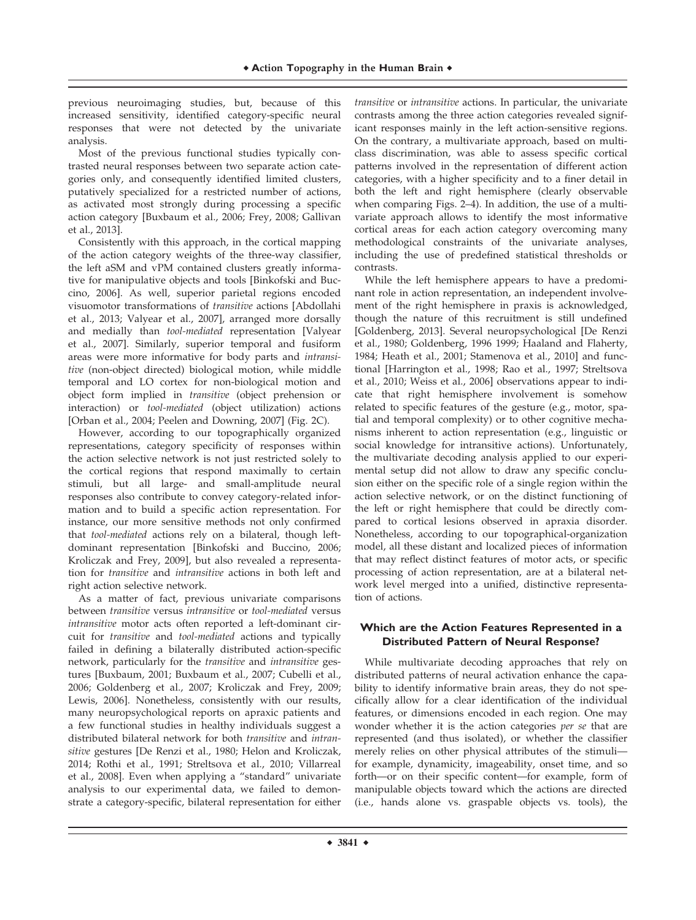previous neuroimaging studies, but, because of this increased sensitivity, identified category-specific neural responses that were not detected by the univariate analysis.

Most of the previous functional studies typically contrasted neural responses between two separate action categories only, and consequently identified limited clusters, putatively specialized for a restricted number of actions, as activated most strongly during processing a specific action category [Buxbaum et al., 2006; Frey, 2008; Gallivan et al., 2013].

Consistently with this approach, in the cortical mapping of the action category weights of the three-way classifier, the left aSM and vPM contained clusters greatly informative for manipulative objects and tools [Binkofski and Buccino, 2006]. As well, superior parietal regions encoded visuomotor transformations of *transitive* actions [Abdollahi et al., 2013; Valyear et al., 2007], arranged more dorsally and medially than *tool-mediated* representation [Valyear et al., 2007]. Similarly, superior temporal and fusiform areas were more informative for body parts and *intransitive* (non-object directed) biological motion, while middle temporal and LO cortex for non-biological motion and object form implied in *transitive* (object prehension or interaction) or *tool-mediated* (object utilization) actions [Orban et al., 2004; Peelen and Downing, 2007] (Fig. 2C).

However, according to our topographically organized representations, category specificity of responses within the action selective network is not just restricted solely to the cortical regions that respond maximally to certain stimuli, but all large- and small-amplitude neural responses also contribute to convey category-related information and to build a specific action representation. For instance, our more sensitive methods not only confirmed that *tool-mediated* actions rely on a bilateral, though left-dominant representation [Binkofski and Buccino, 2006; Kroliczak and Frey, 2009], but also revealed a representation for *transitive* and *intransitive* actions in both left and right action selective network.

As a matter of fact, previous univariate comparisons between *transitive* versus *intransitive* or *tool-mediated* versus *intransitive* motor acts often reported a left-dominant circuit for *transitive* and *tool-mediated* actions and typically failed in defining a bilaterally distributed action-specific network, particularly for the *transitive* and *intransitive* gestures [Buxbaum, 2001; Buxbaum et al., 2007; Cubelli et al., 2006; Goldenberg et al., 2007; Kroliczak and Frey, 2009; Lewis, 2006]. Nonetheless, consistently with our results, many neuropsychological reports on apraxic patients and a few functional studies in healthy individuals suggest a distributed bilateral network for both *transitive* and *intransitive* gestures [De Renzi et al., 1980; Helon and Kroliczak, 2014; Rothi et al., 1991; Streltsova et al., 2010; Villarreal et al., 2008]. Even when applying a "standard" univariate analysis to our experimental data, we failed to demonstrate a category-specific, bilateral representation for either *transitive* or *intransitive* actions. In particular, the univariate contrasts among the three action categories revealed significant responses mainly in the left action-sensitive regions. On the contrary, a multivariate approach, based on multiclass discrimination, was able to assess specific cortical patterns involved in the representation of different action categories, with a higher specificity and to a finer detail in both the left and right hemisphere (clearly observable when comparing Figs. 2–4). In addition, the use of a multivariate approach allows to identify the most informative cortical areas for each action category overcoming many methodological constraints of the univariate analyses, including the use of predefined statistical thresholds or contrasts.

While the left hemisphere appears to have a predominant role in action representation, an independent involvement of the right hemisphere in praxis is acknowledged, though the nature of this recruitment is still undefined [Goldenberg, 2013]. Several neuropsychological [De Renzi et al., 1980; Goldenberg, 1996 1999; Haaland and Flaherty, 1984; Heath et al., 2001; Stamenova et al., 2010] and functional [Harrington et al., 1998; Rao et al., 1997; Streltsova et al., 2010; Weiss et al., 2006] observations appear to indicate that right hemisphere involvement is somehow related to specific features of the gesture (e.g., motor, spatial and temporal complexity) or to other cognitive mechanisms inherent to action representation (e.g., linguistic or social knowledge for intransitive actions). Unfortunately, the multivariate decoding analysis applied to our experimental setup did not allow to draw any specific conclusion either on the specific role of a single region within the action selective network, or on the distinct functioning of the left or right hemisphere that could be directly compared to cortical lesions observed in apraxia disorder. Nonetheless, according to our topographical-organization model, all these distant and localized pieces of information that may reflect distinct features of motor acts, or specific processing of action representation, are at a bilateral network level merged into a unified, distinctive representation of actions.

## Which are the Action Features Represented in a Distributed Pattern of Neural Response?

While multivariate decoding approaches that rely on distributed patterns of neural activation enhance the capability to identify informative brain areas, they do not specifically allow for a clear identification of the individual features, or dimensions encoded in each region. One may wonder whether it is the action categories *per se* that are represented (and thus isolated), or whether the classifier merely relies on other physical attributes of the stimuli—for example, dynamicity, imageability, onset time, and so forth—or on their specific content—for example, form of manipulable objects toward which the actions are directed (i.e., hands alone vs. graspable objects vs. tools), the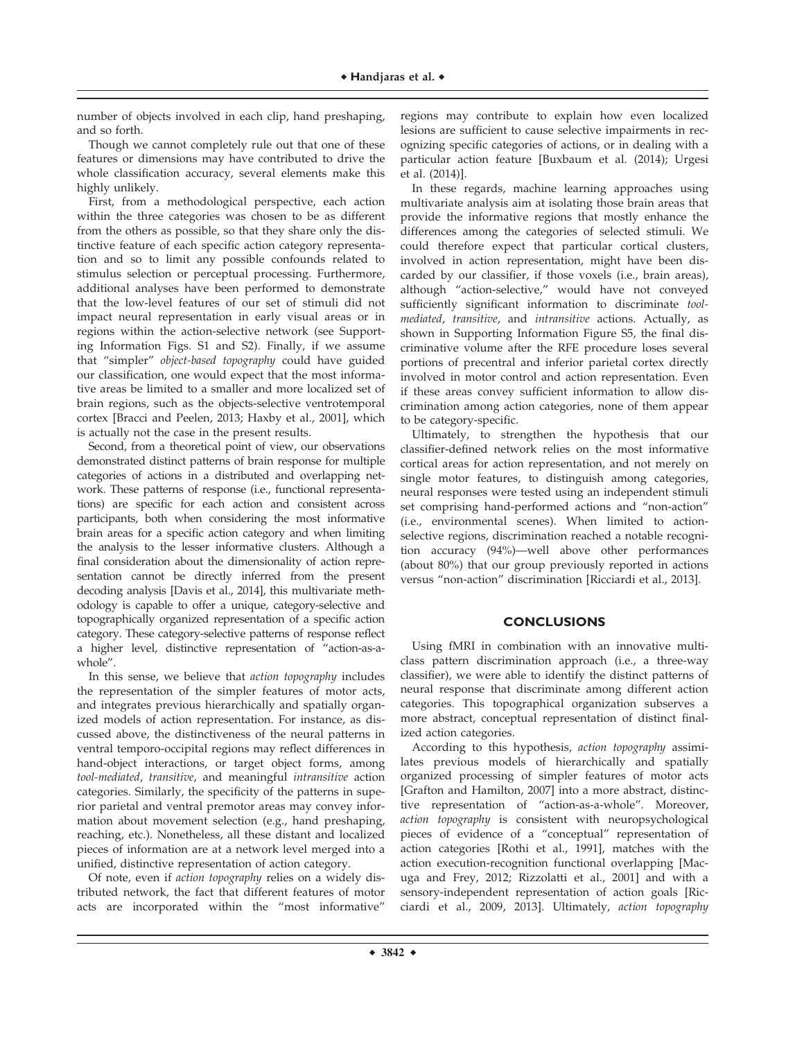number of objects involved in each clip, hand preshaping, and so forth.

Though we cannot completely rule out that one of these features or dimensions may have contributed to drive the whole classification accuracy, several elements make this highly unlikely.

First, from a methodological perspective, each action within the three categories was chosen to be as different from the others as possible, so that they share only the distinctive feature of each specific action category representation and so to limit any possible confounds related to stimulus selection or perceptual processing. Furthermore, additional analyses have been performed to demonstrate that the low-level features of our set of stimuli did not impact neural representation in early visual areas or in regions within the action-selective network (see Supporting Information Figs. S1 and S2). Finally, if we assume that "simpler" *object-based topography* could have guided our classification, one would expect that the most informative areas be limited to a smaller and more localized set of brain regions, such as the objects-selective ventrotemporal cortex [Bracci and Peelen, 2013; Haxby et al., 2001], which is actually not the case in the present results.

Second, from a theoretical point of view, our observations demonstrated distinct patterns of brain response for multiple categories of actions in a distributed and overlapping network. These patterns of response (i.e., functional representations) are specific for each action and consistent across participants, both when considering the most informative brain areas for a specific action category and when limiting the analysis to the lesser informative clusters. Although a final consideration about the dimensionality of action representation cannot be directly inferred from the present decoding analysis [Davis et al., 2014], this multivariate methodology is capable to offer a unique, category-selective and topographically organized representation of a specific action category. These category-selective patterns of response reflect a higher level, distinctive representation of "action-as-a-whole".

In this sense, we believe that *action topography* includes the representation of the simpler features of motor acts, and integrates previous hierarchically and spatially organized models of action representation. For instance, as discussed above, the distinctiveness of the neural patterns in ventral temporo-occipital regions may reflect differences in hand-object interactions, or target object forms, among *tool-mediated*, *transitive*, and meaningful *intransitive* action categories. Similarly, the specificity of the patterns in superior parietal and ventral premotor areas may convey information about movement selection (e.g., hand preshaping, reaching, etc.). Nonetheless, all these distant and localized pieces of information are at a network level merged into a unified, distinctive representation of action category.

Of note, even if *action topography* relies on a widely distributed network, the fact that different features of motor acts are incorporated within the "most informative" regions may contribute to explain how even localized lesions are sufficient to cause selective impairments in recognizing specific categories of actions, or in dealing with a particular action feature [Buxbaum et al. (2014); Urgesi et al. (2014)].

In these regards, machine learning approaches using multivariate analysis aim at isolating those brain areas that provide the informative regions that mostly enhance the differences among the categories of selected stimuli. We could therefore expect that particular cortical clusters, involved in action representation, might have been discarded by our classifier, if those voxels (i.e., brain areas), although "action-selective," would have not conveyed sufficiently significant information to discriminate *tool-mediated*, *transitive*, and *intransitive* actions. Actually, as shown in Supporting Information Figure S5, the final discriminative volume after the RFE procedure loses several portions of precentral and inferior parietal cortex directly involved in motor control and action representation. Even if these areas convey sufficient information to allow discrimination among action categories, none of them appear to be category-specific.

Ultimately, to strengthen the hypothesis that our classifier-defined network relies on the most informative cortical areas for action representation, and not merely on single motor features, to distinguish among categories, neural responses were tested using an independent stimuli set comprising hand-performed actions and "non-action" (i.e., environmental scenes). When limited to action-selective regions, discrimination reached a notable recognition accuracy (94%)—well above other performances (about 80%) that our group previously reported in actions versus "non-action" discrimination [Ricciardi et al., 2013].

## CONCLUSIONS

Using fMRI in combination with an innovative multiclass pattern discrimination approach (i.e., a three-way classifier), we were able to identify the distinct patterns of neural response that discriminate among different action categories. This topographical organization subserves a more abstract, conceptual representation of distinct finalized action categories.

According to this hypothesis, *action topography* assimilates previous models of hierarchically and spatially organized processing of simpler features of motor acts [Grafton and Hamilton, 2007] into a more abstract, distinctive representation of "action-as-a-whole". Moreover, *action topography* is consistent with neuropsychological pieces of evidence of a "conceptual" representation of action categories [Rothi et al., 1991], matches with the action execution-recognition functional overlapping [Macuga and Frey, 2012; Rizzolatti et al., 2001] and with a sensory-independent representation of action goals [Ricciardi et al., 2009, 2013]. Ultimately, *action topography*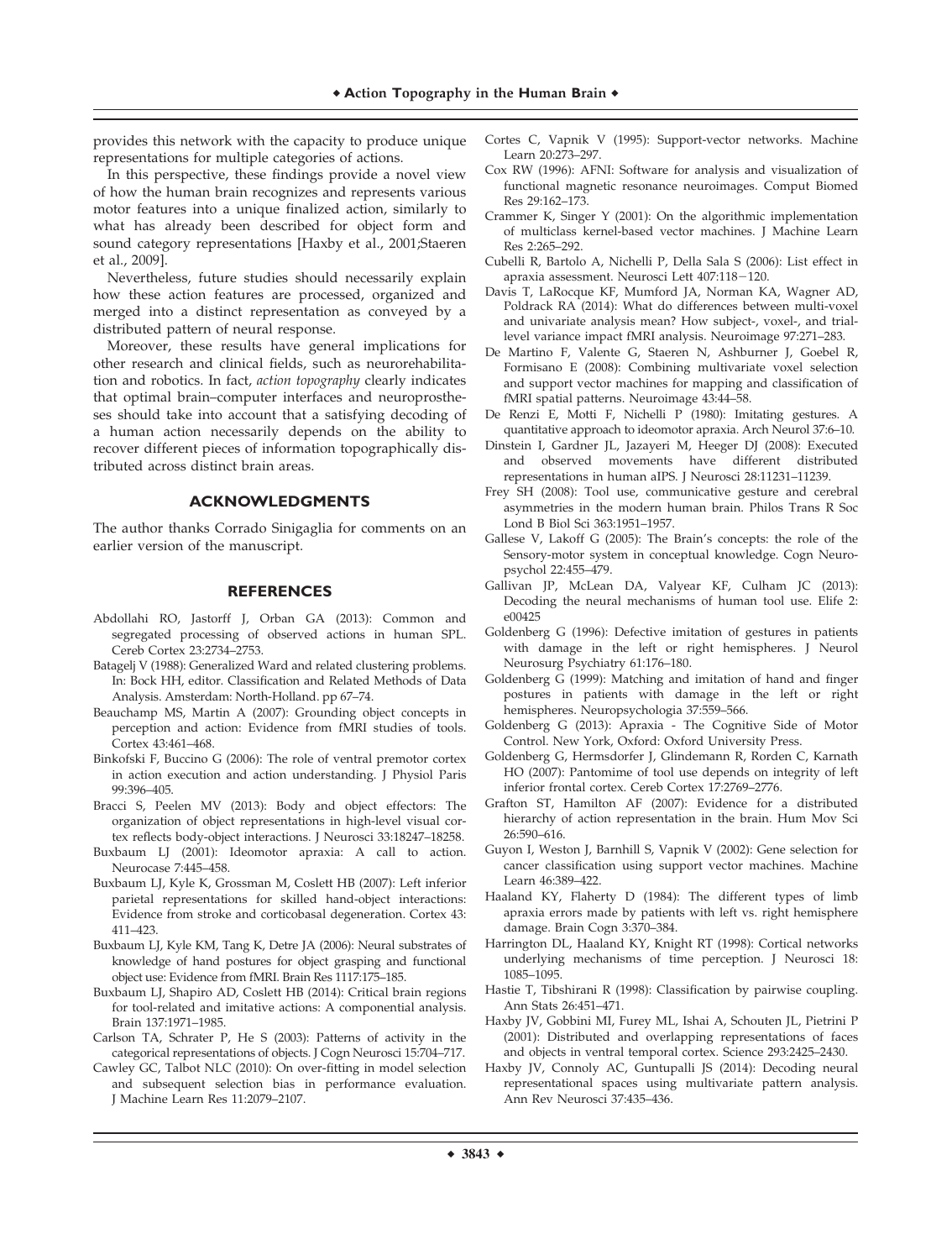provides this network with the capacity to produce unique representations for multiple categories of actions.

In this perspective, these findings provide a novel view of how the human brain recognizes and represents various motor features into a unique finalized action, similarly to what has already been described for object form and sound category representations [Haxby et al., 2001;Staeren et al., 2009].

Nevertheless, future studies should necessarily explain how these action features are processed, organized and merged into a distinct representation as conveyed by a distributed pattern of neural response.

Moreover, these results have general implications for other research and clinical fields, such as neurorehabilitation and robotics. In fact, *action topography* clearly indicates that optimal brain–computer interfaces and neuroprostheses should take into account that a satisfying decoding of a human action necessarily depends on the ability to recover different pieces of information topographically distributed across distinct brain areas.

## ACKNOWLEDGMENTS

The author thanks Corrado Sinigaglia for comments on an earlier version of the manuscript.

## REFERENCES

Abdollahi RO, Jastorff J, Orban GA (2013): Common and segregated processing of observed actions in human SPL. Cereb Cortex 23:2734–2753.

Batagelj V (1988): Generalized Ward and related clustering problems. In: Bock HH, editor. Classification and Related Methods of Data Analysis. Amsterdam: North-Holland. pp 67–74.

Beauchamp MS, Martin A (2007): Grounding object concepts in perception and action: Evidence from fMRI studies of tools. Cortex 43:461–468.

Binkofski F, Buccino G (2006): The role of ventral premotor cortex in action execution and action understanding. J Physiol Paris 99:396–405.

Bracci S, Peelen MV (2013): Body and object effectors: The organization of object representations in high-level visual cortex reflects body-object interactions. J Neurosci 33:18247–18258.

Buxbaum LJ (2001): Ideomotor apraxia: A call to action. Neurocase 7:445–458.

Buxbaum LJ, Kyle K, Grossman M, Coslett HB (2007): Left inferior parietal representations for skilled hand-object interactions: Evidence from stroke and corticobasal degeneration. Cortex 43: 411–423.

Buxbaum LJ, Kyle KM, Tang K, Detre JA (2006): Neural substrates of knowledge of hand postures for object grasping and functional object use: Evidence from fMRI. Brain Res 1117:175–185.

Buxbaum LJ, Shapiro AD, Coslett HB (2014): Critical brain regions for tool-related and imitative actions: A componential analysis. Brain 137:1971–1985.

Carlson TA, Schrater P, He S (2003): Patterns of activity in the categorical representations of objects. J Cogn Neurosci 15:704–717.

Cawley GC, Talbot NLC (2010): On over-fitting in model selection and subsequent selection bias in performance evaluation. J Machine Learn Res 11:2079–2107.

Cortes C, Vapnik V (1995): Support-vector networks. Machine Learn 20:273–297.

Cox RW (1996): AFNI: Software for analysis and visualization of functional magnetic resonance neuroimages. Comput Biomed Res 29:162–173.

Crammer K, Singer Y (2001): On the algorithmic implementation of multiclass kernel-based vector machines. J Machine Learn Res 2:265–292.

Cubelli R, Bartolo A, Nichelli P, Della Sala S (2006): List effect in apraxia assessment. Neurosci Lett 407:118−120.

Davis T, LaRocque KF, Mumford JA, Norman KA, Wagner AD, Poldrack RA (2014): What do differences between multi-voxel and univariate analysis mean? How subject-, voxel-, and trial-level variance impact fMRI analysis. Neuroimage 97:271–283.

De Martino F, Valente G, Staeren N, Ashburner J, Goebel R, Formisano E (2008): Combining multivariate voxel selection and support vector machines for mapping and classification of fMRI spatial patterns. Neuroimage 43:44–58.

De Renzi E, Motti F, Nichelli P (1980): Imitating gestures. A quantitative approach to ideomotor apraxia. Arch Neurol 37:6–10.

Dinstein I, Gardner JL, Jazayeri M, Heeger DJ (2008): Executed and observed movements have different distributed representations in human aIPS. J Neurosci 28:11231–11239.

Frey SH (2008): Tool use, communicative gesture and cerebral asymmetries in the modern human brain. Philos Trans R Soc Lond B Biol Sci 363:1951–1957.

Gallese V, Lakoff G (2005): The Brain's concepts: the role of the Sensory-motor system in conceptual knowledge. Cogn Neuropsychol 22:455–479.

Gallivan JP, McLean DA, Valyear KF, Culham JC (2013): Decoding the neural mechanisms of human tool use. Elife 2: e00425

Goldenberg G (1996): Defective imitation of gestures in patients with damage in the left or right hemispheres. J Neurol Neurosurg Psychiatry 61:176–180.

Goldenberg G (1999): Matching and imitation of hand and finger postures in patients with damage in the left or right hemispheres. Neuropsychologia 37:559–566.

Goldenberg G (2013): Apraxia - The Cognitive Side of Motor Control. New York, Oxford: Oxford University Press.

Goldenberg G, Hermsdorfer J, Glindemann R, Rorden C, Karnath HO (2007): Pantomime of tool use depends on integrity of left inferior frontal cortex. Cereb Cortex 17:2769–2776.

Grafton ST, Hamilton AF (2007): Evidence for a distributed hierarchy of action representation in the brain. Hum Mov Sci 26:590–616.

Guyon I, Weston J, Barnhill S, Vapnik V (2002): Gene selection for cancer classification using support vector machines. Machine Learn 46:389–422.

Haaland KY, Flaherty D (1984): The different types of limb apraxia errors made by patients with left vs. right hemisphere damage. Brain Cogn 3:370–384.

Harrington DL, Haaland KY, Knight RT (1998): Cortical networks underlying mechanisms of time perception. J Neurosci 18: 1085–1095.

Hastie T, Tibshirani R (1998): Classification by pairwise coupling. Ann Stats 26:451–471.

Haxby JV, Gobbini MI, Furey ML, Ishai A, Schouten JL, Pietrini P (2001): Distributed and overlapping representations of faces and objects in ventral temporal cortex. Science 293:2425–2430.

Haxby JV, Connoly AC, Guntupalli JS (2014): Decoding neural representational spaces using multivariate pattern analysis. Ann Rev Neurosci 37:435–436.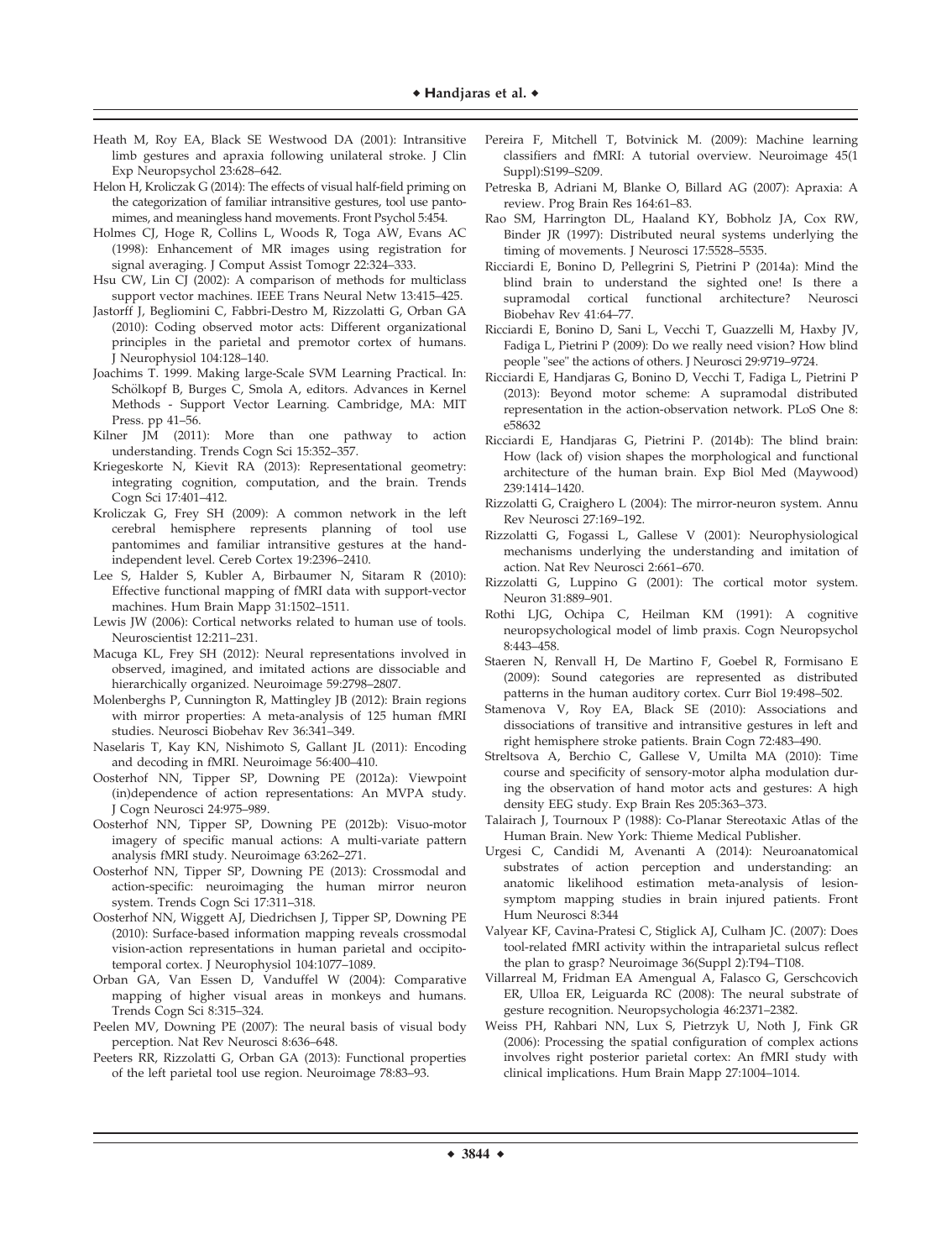Heath M, Roy EA, Black SE Westwood DA (2001): Intransitive limb gestures and apraxia following unilateral stroke. J Clin Exp Neuropsychol 23:628–642.

Helon H, Kroliczak G (2014): The effects of visual half-field priming on the categorization of familiar intransitive gestures, tool use pantomimes, and meaningless hand movements. Front Psychol 5:454.

Holmes CJ, Hoge R, Collins L, Woods R, Toga AW, Evans AC (1998): Enhancement of MR images using registration for signal averaging. J Comput Assist Tomogr 22:324–333.

Hsu CW, Lin CJ (2002): A comparison of methods for multiclass support vector machines. IEEE Trans Neural Netw 13:415–425.

Jastorff J, Begliomini C, Fabbri-Destro M, Rizzolatti G, Orban GA (2010): Coding observed motor acts: Different organizational principles in the parietal and premotor cortex of humans. J Neurophysiol 104:128–140.

Joachims T. 1999. Making large-Scale SVM Learning Practical. In: Schölkopf B, Burges C, Smola A, editors. Advances in Kernel Methods - Support Vector Learning. Cambridge, MA: MIT Press. pp 41–56.

Kilner JM (2011): More than one pathway to action understanding. Trends Cogn Sci 15:352–357.

Kriegeskorte N, Kievit RA (2013): Representational geometry: integrating cognition, computation, and the brain. Trends Cogn Sci 17:401–412.

Kroliczak G, Frey SH (2009): A common network in the left cerebral hemisphere represents planning of tool use pantomimes and familiar intransitive gestures at the hand-independent level. Cereb Cortex 19:2396–2410.

Lee S, Halder S, Kubler A, Birbaumer N, Sitaram R (2010): Effective functional mapping of fMRI data with support-vector machines. Hum Brain Mapp 31:1502–1511.

Lewis JW (2006): Cortical networks related to human use of tools. Neuroscientist 12:211–231.

Macuga KL, Frey SH (2012): Neural representations involved in observed, imagined, and imitated actions are dissociable and hierarchically organized. Neuroimage 59:2798–2807.

Molenberghs P, Cunnington R, Mattingley JB (2012): Brain regions with mirror properties: A meta-analysis of 125 human fMRI studies. Neurosci Biobehav Rev 36:341–349.

Naselaris T, Kay KN, Nishimoto S, Gallant JL (2011): Encoding and decoding in fMRI. Neuroimage 56:400–410.

Oosterhof NN, Tipper SP, Downing PE (2012a): Viewpoint (in)dependence of action representations: An MVPA study. J Cogn Neurosci 24:975–989.

Oosterhof NN, Tipper SP, Downing PE (2012b): Visuo-motor imagery of specific manual actions: A multi-variate pattern analysis fMRI study. Neuroimage 63:262–271.

Oosterhof NN, Tipper SP, Downing PE (2013): Crossmodal and action-specific: neuroimaging the human mirror neuron system. Trends Cogn Sci 17:311–318.

Oosterhof NN, Wiggett AJ, Diedrichsen J, Tipper SP, Downing PE (2010): Surface-based information mapping reveals crossmodal vision-action representations in human parietal and occipitotemporal cortex. J Neurophysiol 104:1077–1089.

Orban GA, Van Essen D, Vanduffel W (2004): Comparative mapping of higher visual areas in monkeys and humans. Trends Cogn Sci 8:315–324.

Peelen MV, Downing PE (2007): The neural basis of visual body perception. Nat Rev Neurosci 8:636–648.

Peeters RR, Rizzolatti G, Orban GA (2013): Functional properties of the left parietal tool use region. Neuroimage 78:83–93.

Pereira F, Mitchell T, Botvinick M. (2009): Machine learning classifiers and fMRI: A tutorial overview. Neuroimage 45(1 Suppl):S199–S209.

Petreska B, Adriani M, Blanke O, Billard AG (2007): Apraxia: A review. Prog Brain Res 164:61–83.

Rao SM, Harrington DL, Haaland KY, Bobholz JA, Cox RW, Binder JR (1997): Distributed neural systems underlying the timing of movements. J Neurosci 17:5528–5535.

Ricciardi E, Bonino D, Pellegrini S, Pietrini P (2014a): Mind the blind brain to understand the sighted one! Is there a supramodal cortical functional architecture? Neurosci Biobehav Rev 41:64–77.

Ricciardi E, Bonino D, Sani L, Vecchi T, Guazzelli M, Haxby JV, Fadiga L, Pietrini P (2009): Do we really need vision? How blind people "see" the actions of others. J Neurosci 29:9719–9724.

Ricciardi E, Handjaras G, Bonino D, Vecchi T, Fadiga L, Pietrini P (2013): Beyond motor scheme: A supramodal distributed representation in the action-observation network. PLoS One 8: e58632

Ricciardi E, Handjaras G, Pietrini P. (2014b): The blind brain: How (lack of) vision shapes the morphological and functional architecture of the human brain. Exp Biol Med (Maywood) 239:1414–1420.

Rizzolatti G, Craighero L (2004): The mirror-neuron system. Annu Rev Neurosci 27:169–192.

Rizzolatti G, Fogassi L, Gallese V (2001): Neurophysiological mechanisms underlying the understanding and imitation of action. Nat Rev Neurosci 2:661–670.

Rizzolatti G, Luppino G (2001): The cortical motor system. Neuron 31:889–901.

Rothi LJG, Ochipa C, Heilman KM (1991): A cognitive neuropsychological model of limb praxis. Cogn Neuropsychol 8:443–458.

Staeren N, Renvall H, De Martino F, Goebel R, Formisano E (2009): Sound categories are represented as distributed patterns in the human auditory cortex. Curr Biol 19:498–502.

Stamenova V, Roy EA, Black SE (2010): Associations and dissociations of transitive and intransitive gestures in left and right hemisphere stroke patients. Brain Cogn 72:483–490.

Streltsova A, Berchio C, Gallese V, Umilta MA (2010): Time course and specificity of sensory-motor alpha modulation during the observation of hand motor acts and gestures: A high density EEG study. Exp Brain Res 205:363–373.

Talairach J, Tournoux P (1988): Co-Planar Stereotaxic Atlas of the Human Brain. New York: Thieme Medical Publisher.

Urgesi C, Candidi M, Avenanti A (2014): Neuroanatomical substrates of action perception and understanding: an anatomic likelihood estimation meta-analysis of lesion-symptom mapping studies in brain injured patients. Front Hum Neurosci 8:344

Valyear KF, Cavina-Pratesi C, Stiglick AJ, Culham JC. (2007): Does tool-related fMRI activity within the intraparietal sulcus reflect the plan to grasp? Neuroimage 36(Suppl 2):T94–T108.

Villarreal M, Fridman EA Amengual A, Falasco G, Gerschcovich ER, Ulloa ER, Leiguarda RC (2008): The neural substrate of gesture recognition. Neuropsychologia 46:2371–2382.

Weiss PH, Rahbari NN, Lux S, Pietrzyk U, Noth J, Fink GR (2006): Processing the spatial configuration of complex actions involves right posterior parietal cortex: An fMRI study with clinical implications. Hum Brain Mapp 27:1004–1014.